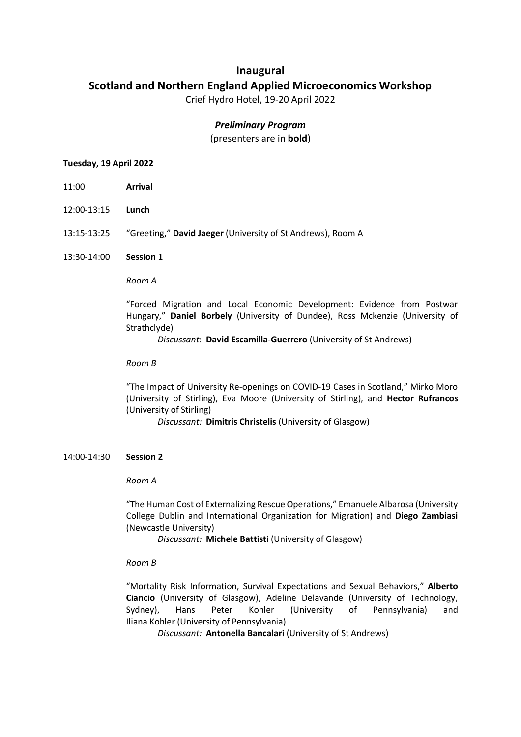# Inaugural
# Scotland and Northern England Applied Microeconomics Workshop

Crief Hydro Hotel, 19-20 April 2022

### *Preliminary Program*

(presenters are in **bold**)

**Tuesday, 19 April 2022**

11:00 **Arrival**

12:00-13:15 **Lunch**

13:15-13:25 "Greeting," **David Jaeger** (University of St Andrews), Room A

13:30-14:00 **Session 1**

*Room A*

"Forced Migration and Local Economic Development: Evidence from Postwar Hungary," **Daniel Borbely** (University of Dundee), Ross Mckenzie (University of Strathclyde)

*Discussant*: **David Escamilla-Guerrero** (University of St Andrews)

*Room B*

"The Impact of University Re-openings on COVID-19 Cases in Scotland," Mirko Moro (University of Stirling), Eva Moore (University of Stirling), and **Hector Rufrancos** (University of Stirling)

*Discussant:* **Dimitris Christelis** (University of Glasgow)

14:00-14:30 **Session 2**

*Room A*

"The Human Cost of Externalizing Rescue Operations," Emanuele Albarosa (University College Dublin and International Organization for Migration) and **Diego Zambiasi** (Newcastle University)

*Discussant:* **Michele Battisti** (University of Glasgow)

*Room B*

"Mortality Risk Information, Survival Expectations and Sexual Behaviors," **Alberto Ciancio** (University of Glasgow), Adeline Delavande (University of Technology, Sydney), Hans Peter Kohler (University of Pennsylvania) and Iliana Kohler (University of Pennsylvania)

*Discussant:* **Antonella Bancalari** (University of St Andrews)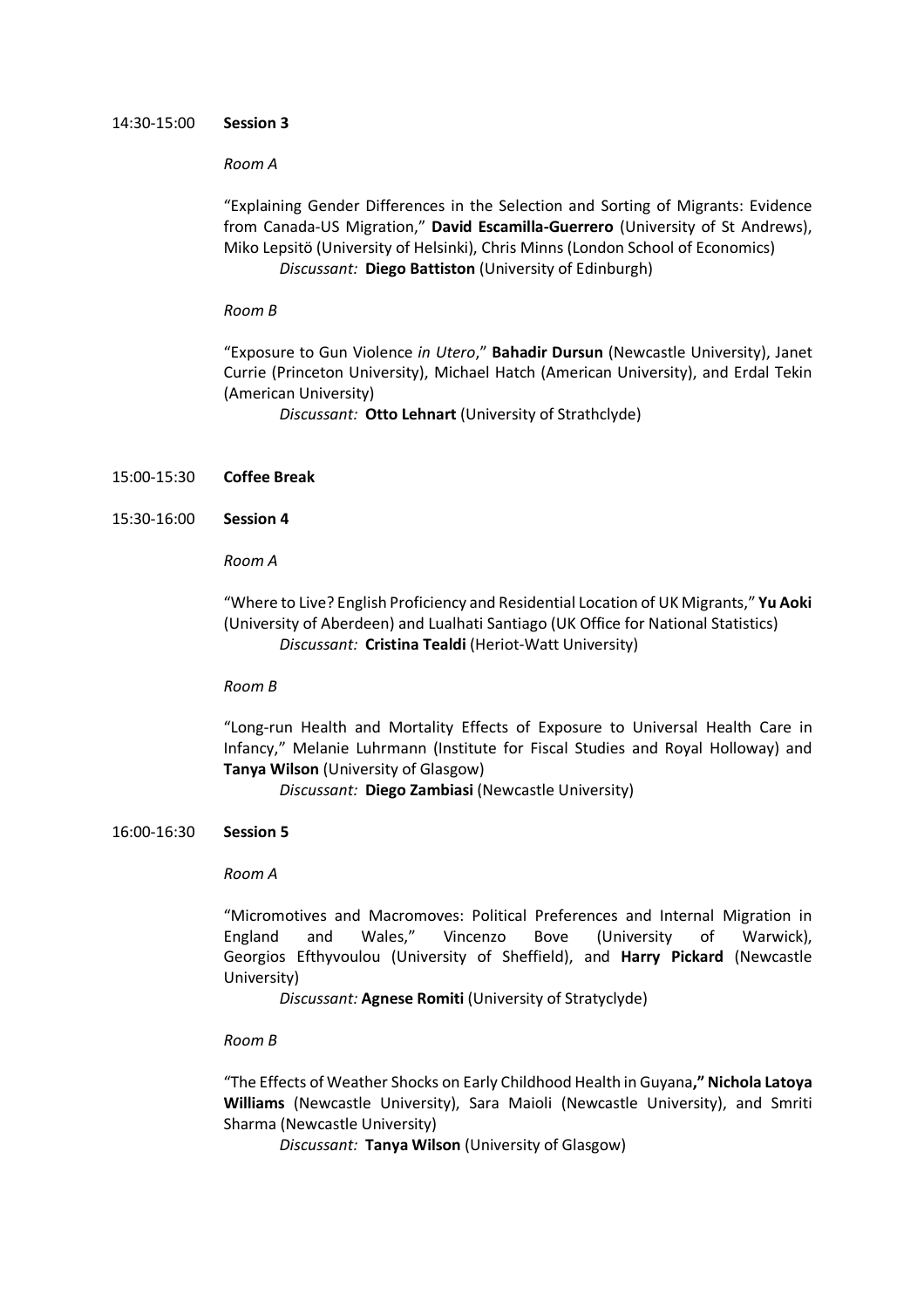14:30-15:00 **Session 3**

*Room A*

"Explaining Gender Differences in the Selection and Sorting of Migrants: Evidence from Canada-US Migration," **David Escamilla-Guerrero** (University of St Andrews), Miko Lepsitö (University of Helsinki), Chris Minns (London School of Economics)
*Discussant:* **Diego Battiston** (University of Edinburgh)

*Room B*

"Exposure to Gun Violence *in Utero*," **Bahadir Dursun** (Newcastle University), Janet Currie (Princeton University), Michael Hatch (American University), and Erdal Tekin (American University)
*Discussant:* **Otto Lehnart** (University of Strathclyde)

15:00-15:30 **Coffee Break**

15:30-16:00 **Session 4**

*Room A*

"Where to Live? English Proficiency and Residential Location of UK Migrants," **Yu Aoki** (University of Aberdeen) and Lualhati Santiago (UK Office for National Statistics)
*Discussant:* **Cristina Tealdi** (Heriot-Watt University)

*Room B*

"Long-run Health and Mortality Effects of Exposure to Universal Health Care in Infancy," Melanie Luhrmann (Institute for Fiscal Studies and Royal Holloway) and **Tanya Wilson** (University of Glasgow)
*Discussant:* **Diego Zambiasi** (Newcastle University)

16:00-16:30 **Session 5**

*Room A*

"Micromotives and Macromoves: Political Preferences and Internal Migration in England and Wales," Vincenzo Bove (University of Warwick), Georgios Efthyvoulou (University of Sheffield), and **Harry Pickard** (Newcastle University)
*Discussant:* **Agnese Romiti** (University of Stratyclyde)

*Room B*

"The Effects of Weather Shocks on Early Childhood Health in Guyana**," Nichola Latoya Williams** (Newcastle University), Sara Maioli (Newcastle University), and Smriti Sharma (Newcastle University)
*Discussant:* **Tanya Wilson** (University of Glasgow)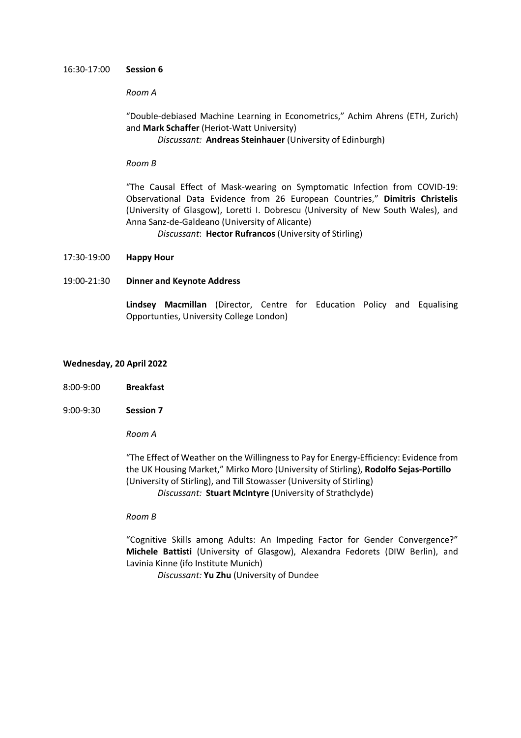16:30-17:00 **Session 6**

*Room A*

"Double-debiased Machine Learning in Econometrics," Achim Ahrens (ETH, Zurich) and **Mark Schaffer** (Heriot-Watt University)

*Discussant:* **Andreas Steinhauer** (University of Edinburgh)

*Room B*

"The Causal Effect of Mask-wearing on Symptomatic Infection from COVID-19: Observational Data Evidence from 26 European Countries," **Dimitris Christelis** (University of Glasgow), Loretti I. Dobrescu (University of New South Wales), and Anna Sanz-de-Galdeano (University of Alicante)

*Discussant*: **Hector Rufrancos** (University of Stirling)

17:30-19:00 **Happy Hour**

19:00-21:30 **Dinner and Keynote Address**

**Lindsey Macmillan** (Director, Centre for Education Policy and Equalising Opportunties, University College London)

**Wednesday, 20 April 2022**

8:00-9:00 **Breakfast**

9:00-9:30 **Session 7**

*Room A*

"The Effect of Weather on the Willingness to Pay for Energy-Efficiency: Evidence from the UK Housing Market," Mirko Moro (University of Stirling), **Rodolfo Sejas-Portillo** (University of Stirling), and Till Stowasser (University of Stirling)

*Discussant:* **Stuart McIntyre** (University of Strathclyde)

*Room B*

"Cognitive Skills among Adults: An Impeding Factor for Gender Convergence?" **Michele Battisti** (University of Glasgow), Alexandra Fedorets (DIW Berlin), and Lavinia Kinne (ifo Institute Munich)

*Discussant:* **Yu Zhu** (University of Dundee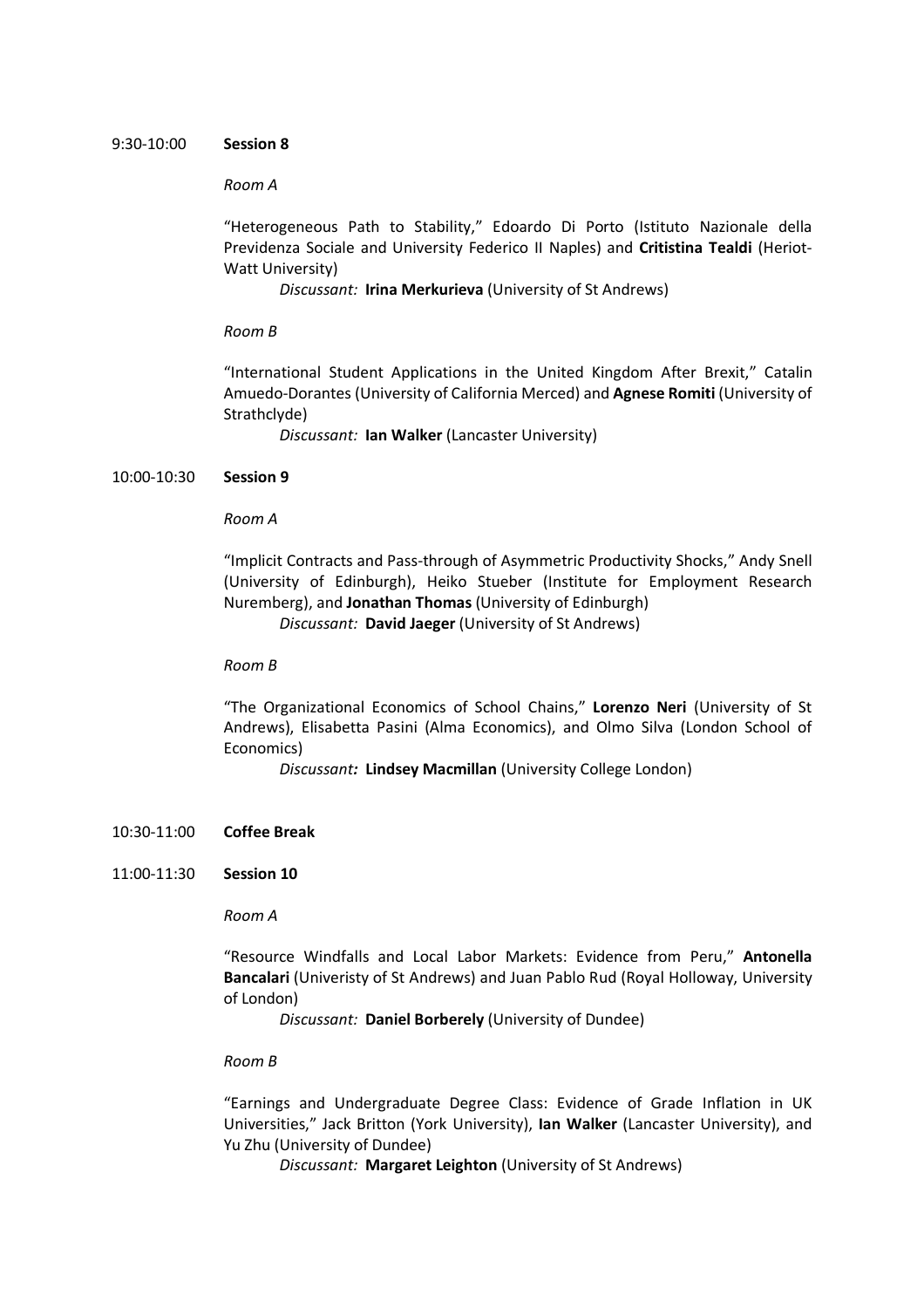9:30-10:00 **Session 8**

*Room A*

"Heterogeneous Path to Stability," Edoardo Di Porto (Istituto Nazionale della Previdenza Sociale and University Federico II Naples) and **Critistina Tealdi** (Heriot-Watt University)

*Discussant:* **Irina Merkurieva** (University of St Andrews)

*Room B*

"International Student Applications in the United Kingdom After Brexit," Catalin Amuedo-Dorantes (University of California Merced) and **Agnese Romiti** (University of Strathclyde)

*Discussant:* **Ian Walker** (Lancaster University)

10:00-10:30 **Session 9**

*Room A*

"Implicit Contracts and Pass-through of Asymmetric Productivity Shocks," Andy Snell (University of Edinburgh), Heiko Stueber (Institute for Employment Research Nuremberg), and **Jonathan Thomas** (University of Edinburgh)

*Discussant:* **David Jaeger** (University of St Andrews)

*Room B*

"The Organizational Economics of School Chains," **Lorenzo Neri** (University of St Andrews), Elisabetta Pasini (Alma Economics), and Olmo Silva (London School of Economics)

*Discussant:* **Lindsey Macmillan** (University College London)

10:30-11:00 **Coffee Break**

11:00-11:30 **Session 10**

*Room A*

"Resource Windfalls and Local Labor Markets: Evidence from Peru," **Antonella Bancalari** (Univeristy of St Andrews) and Juan Pablo Rud (Royal Holloway, University of London)

*Discussant:* **Daniel Borberely** (University of Dundee)

*Room B*

"Earnings and Undergraduate Degree Class: Evidence of Grade Inflation in UK Universities," Jack Britton (York University), **Ian Walker** (Lancaster University), and Yu Zhu (University of Dundee)

*Discussant:* **Margaret Leighton** (University of St Andrews)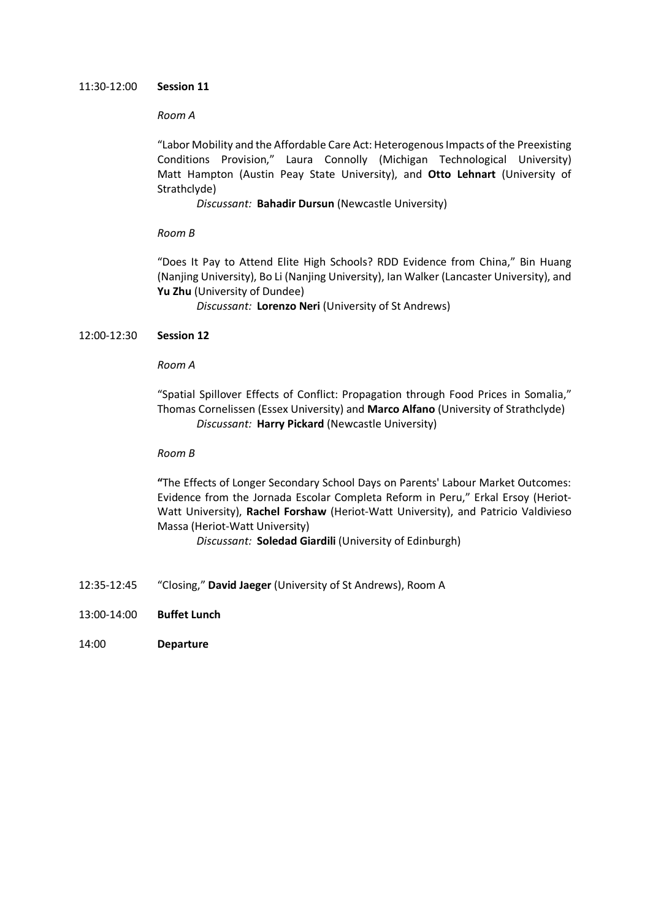11:30-12:00 **Session 11**

*Room A*

"Labor Mobility and the Affordable Care Act: Heterogenous Impacts of the Preexisting Conditions Provision," Laura Connolly (Michigan Technological University) Matt Hampton (Austin Peay State University), and **Otto Lehnart** (University of Strathclyde)

*Discussant:* **Bahadir Dursun** (Newcastle University)

*Room B*

"Does It Pay to Attend Elite High Schools? RDD Evidence from China," Bin Huang (Nanjing University), Bo Li (Nanjing University), Ian Walker (Lancaster University), and **Yu Zhu** (University of Dundee)

*Discussant:* **Lorenzo Neri** (University of St Andrews)

12:00-12:30 **Session 12**

*Room A*

"Spatial Spillover Effects of Conflict: Propagation through Food Prices in Somalia," Thomas Cornelissen (Essex University) and **Marco Alfano** (University of Strathclyde)

*Discussant:* **Harry Pickard** (Newcastle University)

*Room B*

**"**The Effects of Longer Secondary School Days on Parents' Labour Market Outcomes: Evidence from the Jornada Escolar Completa Reform in Peru," Erkal Ersoy (Heriot-Watt University), **Rachel Forshaw** (Heriot-Watt University), and Patricio Valdivieso Massa (Heriot-Watt University)

*Discussant:* **Soledad Giardili** (University of Edinburgh)

12:35-12:45 "Closing," **David Jaeger** (University of St Andrews), Room A

13:00-14:00 **Buffet Lunch**

14:00 **Departure**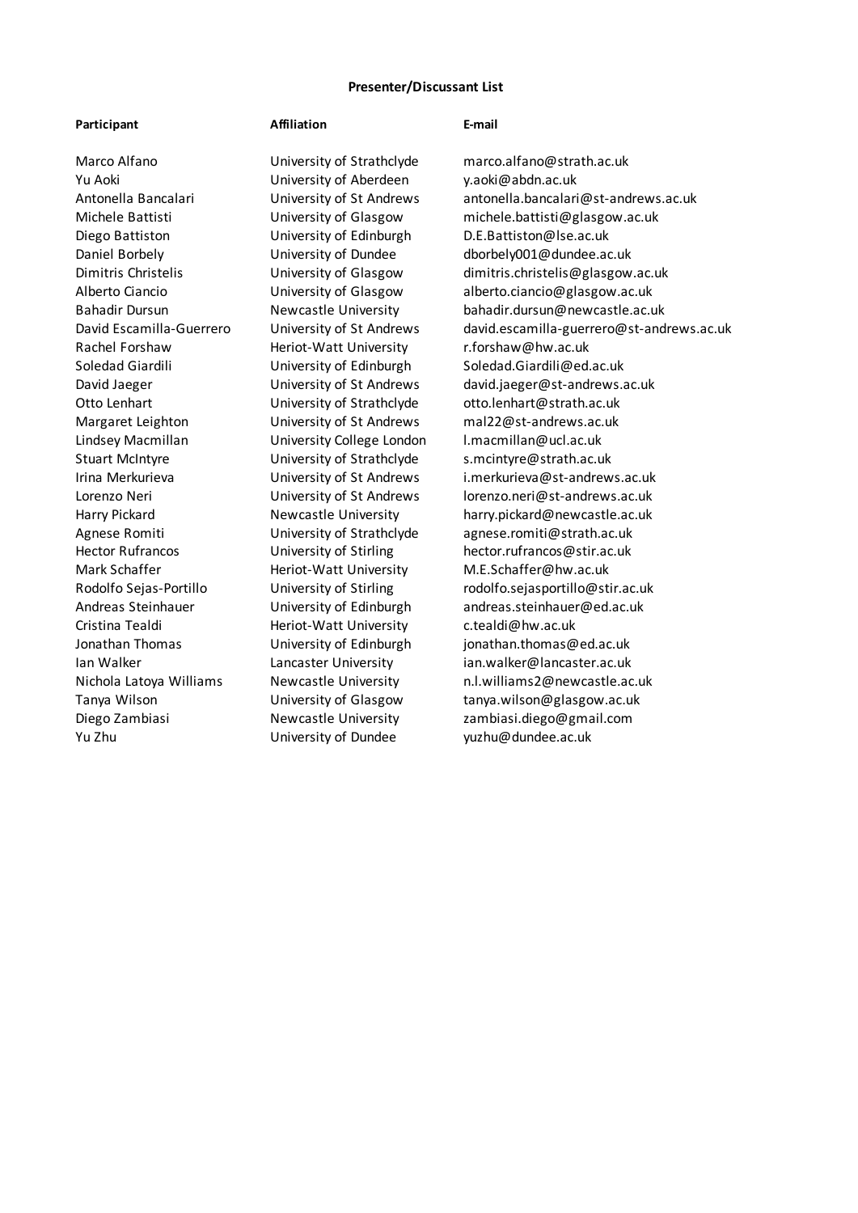**Presenter/Discussant List**

| Participant | Affiliation | E-mail |
|---|---|---|
| Marco Alfano | University of Strathclyde | marco.alfano@strath.ac.uk |
| Yu Aoki | University of Aberdeen | y.aoki@abdn.ac.uk |
| Antonella Bancalari | University of St Andrews | antonella.bancalari@st-andrews.ac.uk |
| Michele Battisti | University of Glasgow | michele.battisti@glasgow.ac.uk |
| Diego Battiston | University of Edinburgh | D.E.Battiston@lse.ac.uk |
| Daniel Borbely | University of Dundee | dborbely001@dundee.ac.uk |
| Dimitris Christelis | University of Glasgow | dimitris.christelis@glasgow.ac.uk |
| Alberto Ciancio | University of Glasgow | alberto.ciancio@glasgow.ac.uk |
| Bahadir Dursun | Newcastle University | bahadir.dursun@newcastle.ac.uk |
| David Escamilla-Guerrero | University of St Andrews | david.escamilla-guerrero@st-andrews.ac.uk |
| Rachel Forshaw | Heriot-Watt University | r.forshaw@hw.ac.uk |
| Soledad Giardili | University of Edinburgh | Soledad.Giardili@ed.ac.uk |
| David Jaeger | University of St Andrews | david.jaeger@st-andrews.ac.uk |
| Otto Lenhart | University of Strathclyde | otto.lenhart@strath.ac.uk |
| Margaret Leighton | University of St Andrews | mal22@st-andrews.ac.uk |
| Lindsey Macmillan | University College London | l.macmillan@ucl.ac.uk |
| Stuart McIntyre | University of Strathclyde | s.mcintyre@strath.ac.uk |
| Irina Merkurieva | University of St Andrews | i.merkurieva@st-andrews.ac.uk |
| Lorenzo Neri | University of St Andrews | lorenzo.neri@st-andrews.ac.uk |
| Harry Pickard | Newcastle University | harry.pickard@newcastle.ac.uk |
| Agnese Romiti | University of Strathclyde | agnese.romiti@strath.ac.uk |
| Hector Rufrancos | University of Stirling | hector.rufrancos@stir.ac.uk |
| Mark Schaffer | Heriot-Watt University | M.E.Schaffer@hw.ac.uk |
| Rodolfo Sejas-Portillo | University of Stirling | rodolfo.sejasportillo@stir.ac.uk |
| Andreas Steinhauer | University of Edinburgh | andreas.steinhauer@ed.ac.uk |
| Cristina Tealdi | Heriot-Watt University | c.tealdi@hw.ac.uk |
| Jonathan Thomas | University of Edinburgh | jonathan.thomas@ed.ac.uk |
| Ian Walker | Lancaster University | ian.walker@lancaster.ac.uk |
| Nichola Latoya Williams | Newcastle University | n.l.williams2@newcastle.ac.uk |
| Tanya Wilson | University of Glasgow | tanya.wilson@glasgow.ac.uk |
| Diego Zambiasi | Newcastle University | zambiasi.diego@gmail.com |
| Yu Zhu | University of Dundee | yuzhu@dundee.ac.uk |